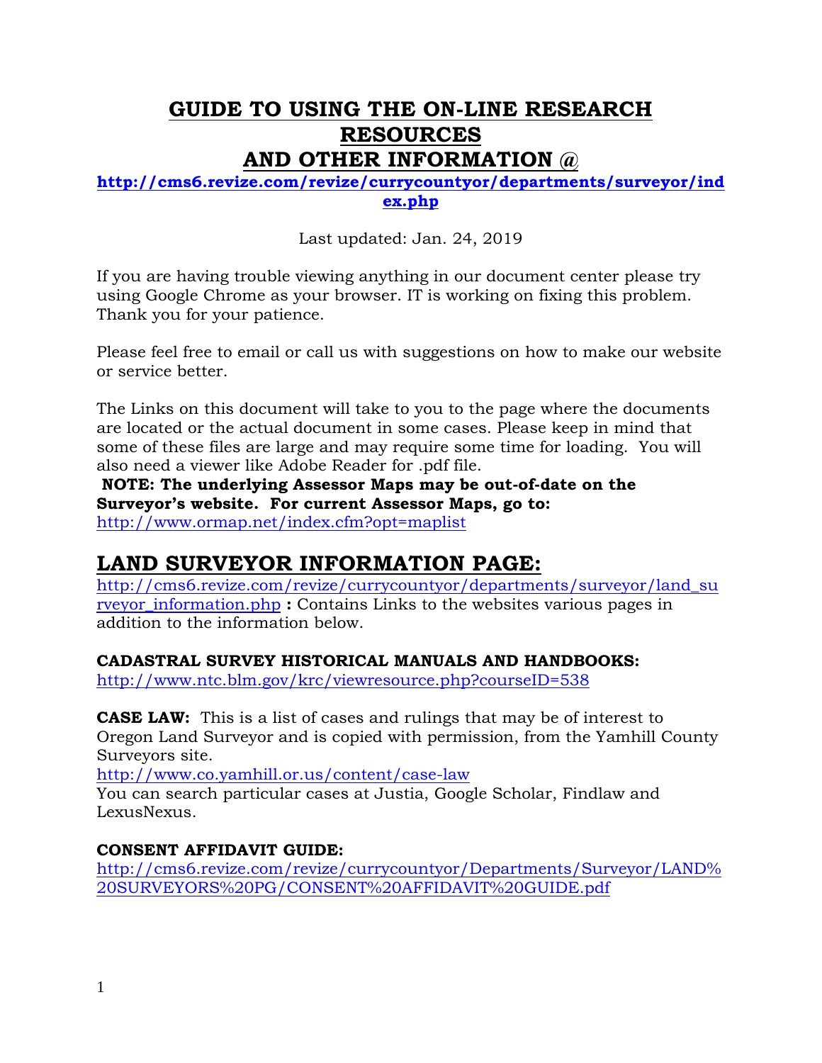# GUIDE TO USING THE ON-LINE RESEARCH RESOURCES AND OTHER INFORMATION @

**http://cms6.revize.com/revize/currycountyor/departments/surveyor/index.php**

Last updated: Jan. 24, 2019

If you are having trouble viewing anything in our document center please try using Google Chrome as your browser. IT is working on fixing this problem. Thank you for your patience.

Please feel free to email or call us with suggestions on how to make our website or service better.

The Links on this document will take to you to the page where the documents are located or the actual document in some cases. Please keep in mind that some of these files are large and may require some time for loading. You will also need a viewer like Adobe Reader for .pdf file.

**NOTE: The underlying Assessor Maps may be out-of-date on the Surveyor's website. For current Assessor Maps, go to:**
http://www.ormap.net/index.cfm?opt=maplist

## LAND SURVEYOR INFORMATION PAGE:

http://cms6.revize.com/revize/currycountyor/departments/surveyor/land_surveyor_information.php **:** Contains Links to the websites various pages in addition to the information below.

**CADASTRAL SURVEY HISTORICAL MANUALS AND HANDBOOKS:**
http://www.ntc.blm.gov/krc/viewresource.php?courseID=538

**CASE LAW:** This is a list of cases and rulings that may be of interest to Oregon Land Surveyor and is copied with permission, from the Yamhill County Surveyors site.
http://www.co.yamhill.or.us/content/case-law
You can search particular cases at Justia, Google Scholar, Findlaw and LexusNexus.

**CONSENT AFFIDAVIT GUIDE:**
http://cms6.revize.com/revize/currycountyor/Departments/Surveyor/LAND%20SURVEYORS%20PG/CONSENT%20AFFIDAVIT%20GUIDE.pdf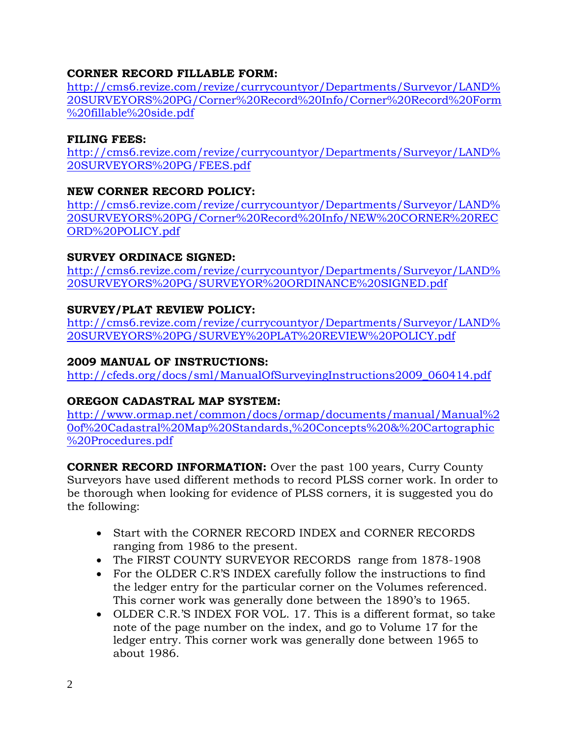**CORNER RECORD FILLABLE FORM:**
http://cms6.revize.com/revize/currycountyor/Departments/Surveyor/LAND%20SURVEYORS%20PG/Corner%20Record%20Info/Corner%20Record%20Form%20fillable%20side.pdf

**FILING FEES:**
http://cms6.revize.com/revize/currycountyor/Departments/Surveyor/LAND%20SURVEYORS%20PG/FEES.pdf

**NEW CORNER RECORD POLICY:**
http://cms6.revize.com/revize/currycountyor/Departments/Surveyor/LAND%20SURVEYORS%20PG/Corner%20Record%20Info/NEW%20CORNER%20RECORD%20POLICY.pdf

**SURVEY ORDINACE SIGNED:**
http://cms6.revize.com/revize/currycountyor/Departments/Surveyor/LAND%20SURVEYORS%20PG/SURVEYOR%20ORDINANCE%20SIGNED.pdf

**SURVEY/PLAT REVIEW POLICY:**
http://cms6.revize.com/revize/currycountyor/Departments/Surveyor/LAND%20SURVEYORS%20PG/SURVEY%20PLAT%20REVIEW%20POLICY.pdf

**2009 MANUAL OF INSTRUCTIONS:**
http://cfeds.org/docs/sml/ManualOfSurveyingInstructions2009_060414.pdf

**OREGON CADASTRAL MAP SYSTEM:**
http://www.ormap.net/common/docs/ormap/documents/manual/Manual%20of%20Cadastral%20Map%20Standards,%20Concepts%20&%20Cartographic%20Procedures.pdf

**CORNER RECORD INFORMATION:** Over the past 100 years, Curry County Surveyors have used different methods to record PLSS corner work. In order to be thorough when looking for evidence of PLSS corners, it is suggested you do the following:

- Start with the CORNER RECORD INDEX and CORNER RECORDS ranging from 1986 to the present.
- The FIRST COUNTY SURVEYOR RECORDS range from 1878-1908
- For the OLDER C.R'S INDEX carefully follow the instructions to find the ledger entry for the particular corner on the Volumes referenced. This corner work was generally done between the 1890's to 1965.
- OLDER C.R.'S INDEX FOR VOL. 17. This is a different format, so take note of the page number on the index, and go to Volume 17 for the ledger entry. This corner work was generally done between 1965 to about 1986.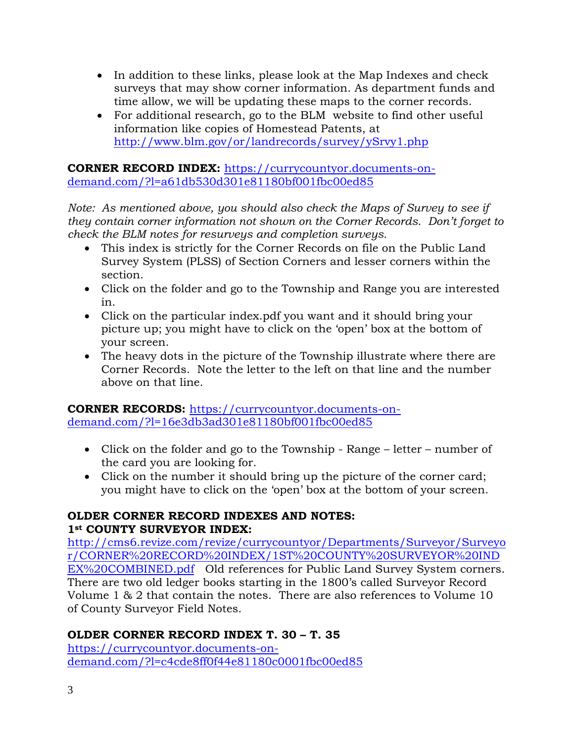- In addition to these links, please look at the Map Indexes and check surveys that may show corner information. As department funds and time allow, we will be updating these maps to the corner records.
- For additional research, go to the BLM website to find other useful information like copies of Homestead Patents, at http://www.blm.gov/or/landrecords/survey/ySrvy1.php

**CORNER RECORD INDEX:** https://currycountyor.documents-on-demand.com/?l=a61db530d301e81180bf001fbc00ed85

*Note: As mentioned above, you should also check the Maps of Survey to see if they contain corner information not shown on the Corner Records. Don't forget to check the BLM notes for resurveys and completion surveys.*

- This index is strictly for the Corner Records on file on the Public Land Survey System (PLSS) of Section Corners and lesser corners within the section.
- Click on the folder and go to the Township and Range you are interested in.
- Click on the particular index.pdf you want and it should bring your picture up; you might have to click on the 'open' box at the bottom of your screen.
- The heavy dots in the picture of the Township illustrate where there are Corner Records. Note the letter to the left on that line and the number above on that line.

**CORNER RECORDS:** https://currycountyor.documents-on-demand.com/?l=16e3db3ad301e81180bf001fbc00ed85

- Click on the folder and go to the Township - Range – letter – number of the card you are looking for.
- Click on the number it should bring up the picture of the corner card; you might have to click on the 'open' box at the bottom of your screen.

**OLDER CORNER RECORD INDEXES AND NOTES:**
**1st COUNTY SURVEYOR INDEX:**
http://cms6.revize.com/revize/currycountyor/Departments/Surveyor/Surveyor/CORNER%20RECORD%20INDEX/1ST%20COUNTY%20SURVEYOR%20INDEX%20COMBINED.pdf Old references for Public Land Survey System corners. There are two old ledger books starting in the 1800's called Surveyor Record Volume 1 & 2 that contain the notes. There are also references to Volume 10 of County Surveyor Field Notes.

**OLDER CORNER RECORD INDEX T. 30 – T. 35**
https://currycountyor.documents-on-demand.com/?l=c4cde8ff0f44e81180c0001fbc00ed85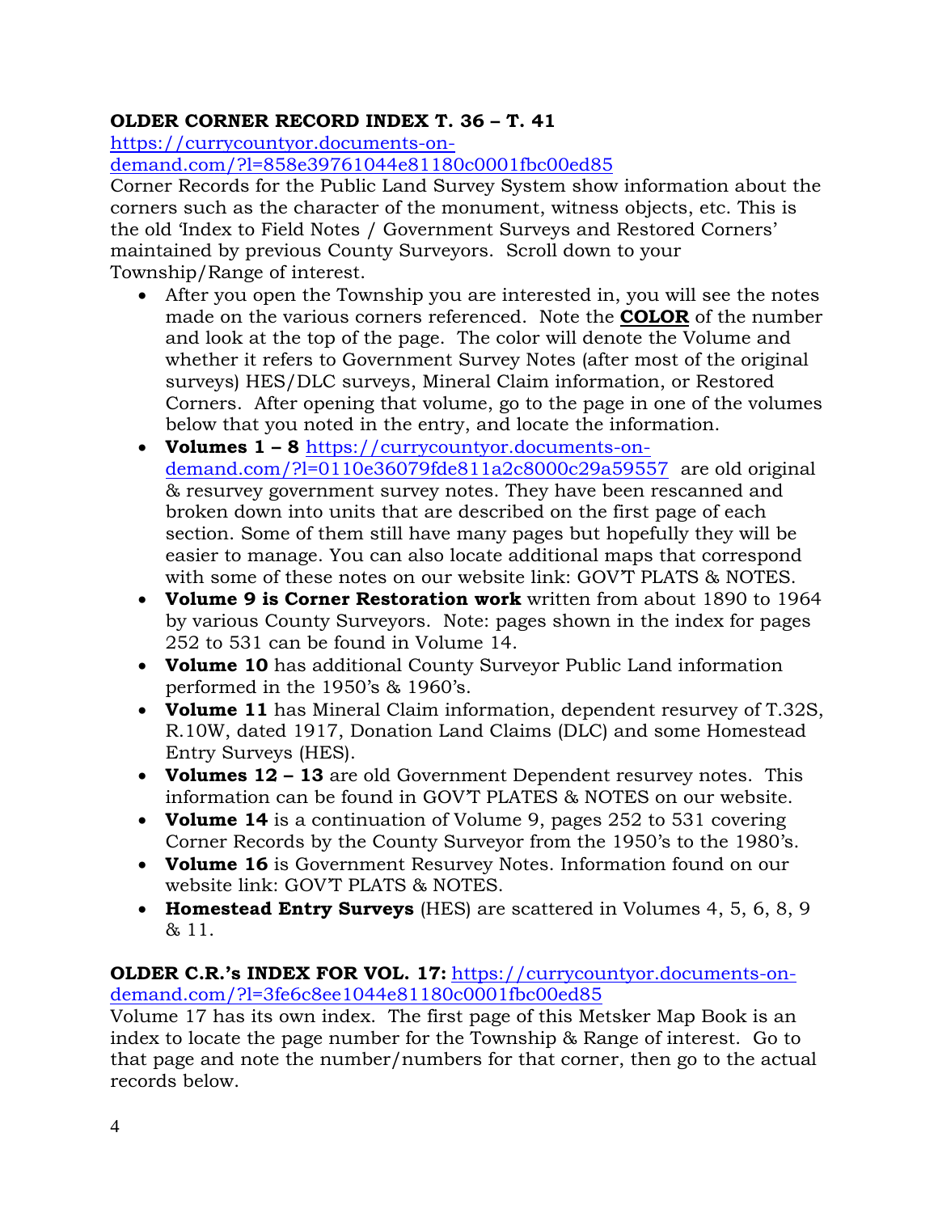**OLDER CORNER RECORD INDEX T. 36 – T. 41**
https://currycountyor.documents-on-demand.com/?l=858e39761044e81180c0001fbc00ed85
Corner Records for the Public Land Survey System show information about the corners such as the character of the monument, witness objects, etc. This is the old 'Index to Field Notes / Government Surveys and Restored Corners' maintained by previous County Surveyors. Scroll down to your Township/Range of interest.

- After you open the Township you are interested in, you will see the notes made on the various corners referenced. Note the **COLOR** of the number and look at the top of the page. The color will denote the Volume and whether it refers to Government Survey Notes (after most of the original surveys) HES/DLC surveys, Mineral Claim information, or Restored Corners. After opening that volume, go to the page in one of the volumes below that you noted in the entry, and locate the information.
- **Volumes 1 – 8** https://currycountyor.documents-on-demand.com/?l=0110e36079fde811a2c8000c29a59557 are old original & resurvey government survey notes. They have been rescanned and broken down into units that are described on the first page of each section. Some of them still have many pages but hopefully they will be easier to manage. You can also locate additional maps that correspond with some of these notes on our website link: GOV'T PLATS & NOTES.
- **Volume 9 is Corner Restoration work** written from about 1890 to 1964 by various County Surveyors. Note: pages shown in the index for pages 252 to 531 can be found in Volume 14.
- **Volume 10** has additional County Surveyor Public Land information performed in the 1950's & 1960's.
- **Volume 11** has Mineral Claim information, dependent resurvey of T.32S, R.10W, dated 1917, Donation Land Claims (DLC) and some Homestead Entry Surveys (HES).
- **Volumes 12 – 13** are old Government Dependent resurvey notes. This information can be found in GOV'T PLATES & NOTES on our website.
- **Volume 14** is a continuation of Volume 9, pages 252 to 531 covering Corner Records by the County Surveyor from the 1950's to the 1980's.
- **Volume 16** is Government Resurvey Notes. Information found on our website link: GOV'T PLATS & NOTES.
- **Homestead Entry Surveys** (HES) are scattered in Volumes 4, 5, 6, 8, 9 & 11.

**OLDER C.R.'s INDEX FOR VOL. 17:** https://currycountyor.documents-on-demand.com/?l=3fe6c8ee1044e81180c0001fbc00ed85
Volume 17 has its own index. The first page of this Metsker Map Book is an index to locate the page number for the Township & Range of interest. Go to that page and note the number/numbers for that corner, then go to the actual records below.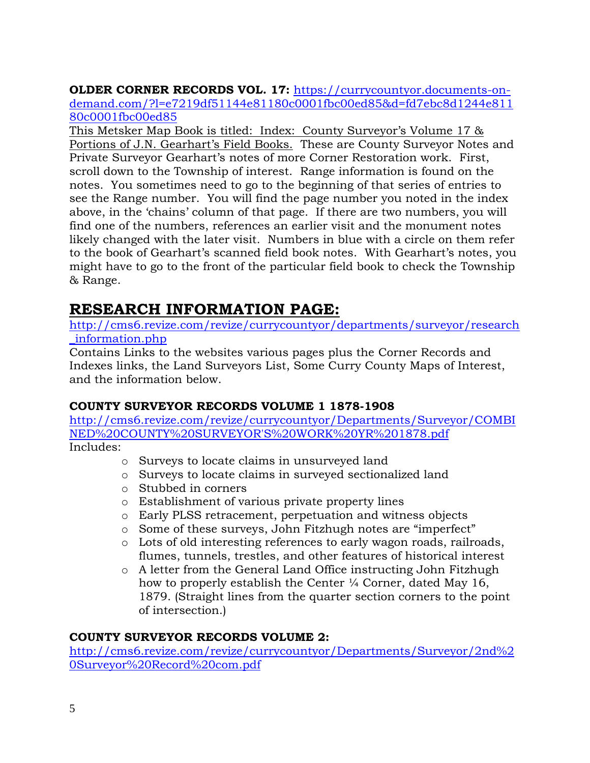**OLDER CORNER RECORDS VOL. 17:** https://currycountyor.documents-on-demand.com/?l=e7219df51144e81180c0001fbc00ed85&d=fd7ebc8d1244e81180c0001fbc00ed85

This Metsker Map Book is titled: Index: County Surveyor's Volume 17 & Portions of J.N. Gearhart's Field Books. These are County Surveyor Notes and Private Surveyor Gearhart's notes of more Corner Restoration work. First, scroll down to the Township of interest. Range information is found on the notes. You sometimes need to go to the beginning of that series of entries to see the Range number. You will find the page number you noted in the index above, in the 'chains' column of that page. If there are two numbers, you will find one of the numbers, references an earlier visit and the monument notes likely changed with the later visit. Numbers in blue with a circle on them refer to the book of Gearhart's scanned field book notes. With Gearhart's notes, you might have to go to the front of the particular field book to check the Township & Range.

## RESEARCH INFORMATION PAGE:

http://cms6.revize.com/revize/currycountyor/departments/surveyor/research_information.php

Contains Links to the websites various pages plus the Corner Records and Indexes links, the Land Surveyors List, Some Curry County Maps of Interest, and the information below.

**COUNTY SURVEYOR RECORDS VOLUME 1 1878-1908**

http://cms6.revize.com/revize/currycountyor/Departments/Surveyor/COMBINED%20COUNTY%20SURVEYOR'S%20WORK%20YR%201878.pdf

Includes:

- Surveys to locate claims in unsurveyed land
- Surveys to locate claims in surveyed sectionalized land
- Stubbed in corners
- Establishment of various private property lines
- Early PLSS retracement, perpetuation and witness objects
- Some of these surveys, John Fitzhugh notes are "imperfect"
- Lots of old interesting references to early wagon roads, railroads, flumes, tunnels, trestles, and other features of historical interest
- A letter from the General Land Office instructing John Fitzhugh how to properly establish the Center ¼ Corner, dated May 16, 1879. (Straight lines from the quarter section corners to the point of intersection.)

**COUNTY SURVEYOR RECORDS VOLUME 2:**

http://cms6.revize.com/revize/currycountyor/Departments/Surveyor/2nd%20Surveyor%20Record%20com.pdf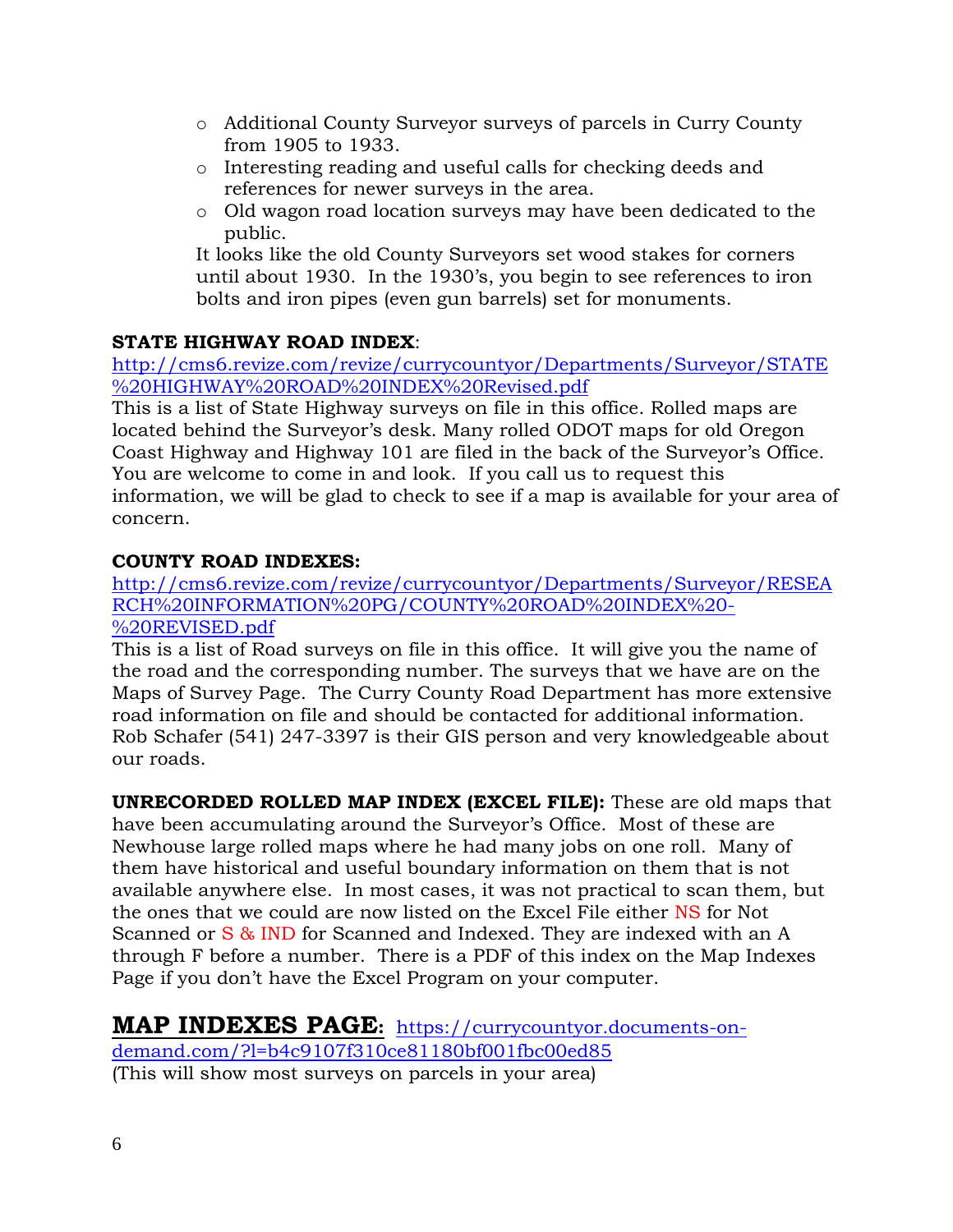- Additional County Surveyor surveys of parcels in Curry County from 1905 to 1933.
- Interesting reading and useful calls for checking deeds and references for newer surveys in the area.
- Old wagon road location surveys may have been dedicated to the public.

It looks like the old County Surveyors set wood stakes for corners until about 1930. In the 1930's, you begin to see references to iron bolts and iron pipes (even gun barrels) set for monuments.

**STATE HIGHWAY ROAD INDEX**:
http://cms6.revize.com/revize/currycountyor/Departments/Surveyor/STATE%20HIGHWAY%20ROAD%20INDEX%20Revised.pdf
This is a list of State Highway surveys on file in this office. Rolled maps are located behind the Surveyor's desk. Many rolled ODOT maps for old Oregon Coast Highway and Highway 101 are filed in the back of the Surveyor's Office. You are welcome to come in and look. If you call us to request this information, we will be glad to check to see if a map is available for your area of concern.

**COUNTY ROAD INDEXES:**
http://cms6.revize.com/revize/currycountyor/Departments/Surveyor/RESEARCH%20INFORMATION%20PG/COUNTY%20ROAD%20INDEX%20-%20REVISED.pdf
This is a list of Road surveys on file in this office. It will give you the name of the road and the corresponding number. The surveys that we have are on the Maps of Survey Page. The Curry County Road Department has more extensive road information on file and should be contacted for additional information. Rob Schafer (541) 247-3397 is their GIS person and very knowledgeable about our roads.

**UNRECORDED ROLLED MAP INDEX (EXCEL FILE):** These are old maps that have been accumulating around the Surveyor's Office. Most of these are Newhouse large rolled maps where he had many jobs on one roll. Many of them have historical and useful boundary information on them that is not available anywhere else. In most cases, it was not practical to scan them, but the ones that we could are now listed on the Excel File either NS for Not Scanned or S & IND for Scanned and Indexed. They are indexed with an A through F before a number. There is a PDF of this index on the Map Indexes Page if you don't have the Excel Program on your computer.

## MAP INDEXES PAGE: https://currycountyor.documents-on-demand.com/?l=b4c9107f310ce81180bf001fbc00ed85

(This will show most surveys on parcels in your area)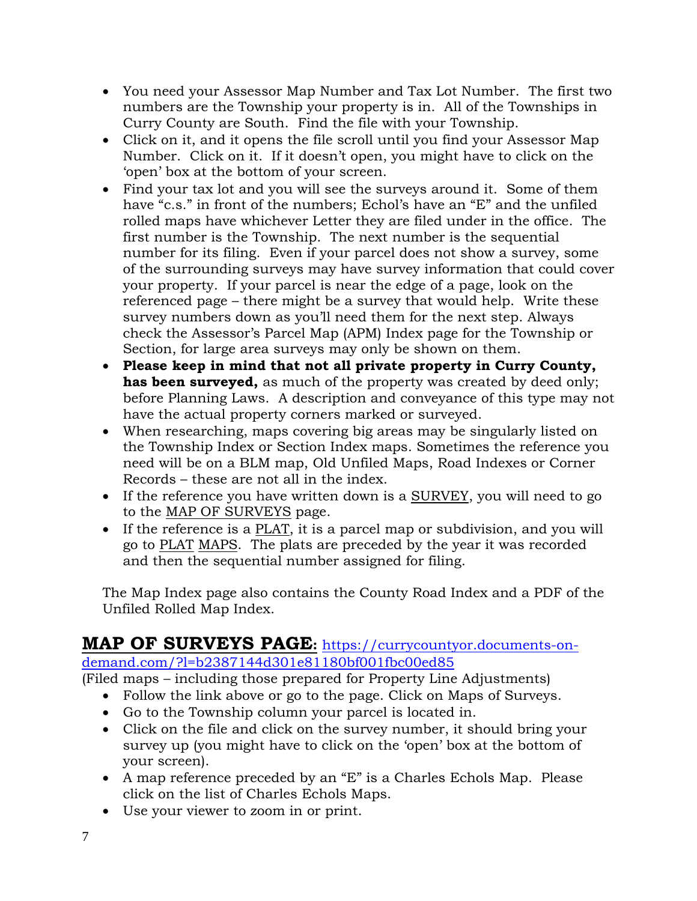- You need your Assessor Map Number and Tax Lot Number. The first two numbers are the Township your property is in. All of the Townships in Curry County are South. Find the file with your Township.
- Click on it, and it opens the file scroll until you find your Assessor Map Number. Click on it. If it doesn't open, you might have to click on the 'open' box at the bottom of your screen.
- Find your tax lot and you will see the surveys around it. Some of them have "c.s." in front of the numbers; Echol's have an "E" and the unfiled rolled maps have whichever Letter they are filed under in the office. The first number is the Township. The next number is the sequential number for its filing. Even if your parcel does not show a survey, some of the surrounding surveys may have survey information that could cover your property. If your parcel is near the edge of a page, look on the referenced page – there might be a survey that would help. Write these survey numbers down as you'll need them for the next step. Always check the Assessor's Parcel Map (APM) Index page for the Township or Section, for large area surveys may only be shown on them.
- **Please keep in mind that not all private property in Curry County, has been surveyed,** as much of the property was created by deed only; before Planning Laws. A description and conveyance of this type may not have the actual property corners marked or surveyed.
- When researching, maps covering big areas may be singularly listed on the Township Index or Section Index maps. Sometimes the reference you need will be on a BLM map, Old Unfiled Maps, Road Indexes or Corner Records – these are not all in the index.
- If the reference you have written down is a SURVEY, you will need to go to the MAP OF SURVEYS page.
- If the reference is a PLAT, it is a parcel map or subdivision, and you will go to PLAT MAPS. The plats are preceded by the year it was recorded and then the sequential number assigned for filing.

The Map Index page also contains the County Road Index and a PDF of the Unfiled Rolled Map Index.

## MAP OF SURVEYS PAGE: https://currycountyor.documents-on-demand.com/?l=b2387144d301e81180bf001fbc00ed85

(Filed maps – including those prepared for Property Line Adjustments)

- Follow the link above or go to the page. Click on Maps of Surveys.
- Go to the Township column your parcel is located in.
- Click on the file and click on the survey number, it should bring your survey up (you might have to click on the 'open' box at the bottom of your screen).
- A map reference preceded by an "E" is a Charles Echols Map. Please click on the list of Charles Echols Maps.
- Use your viewer to zoom in or print.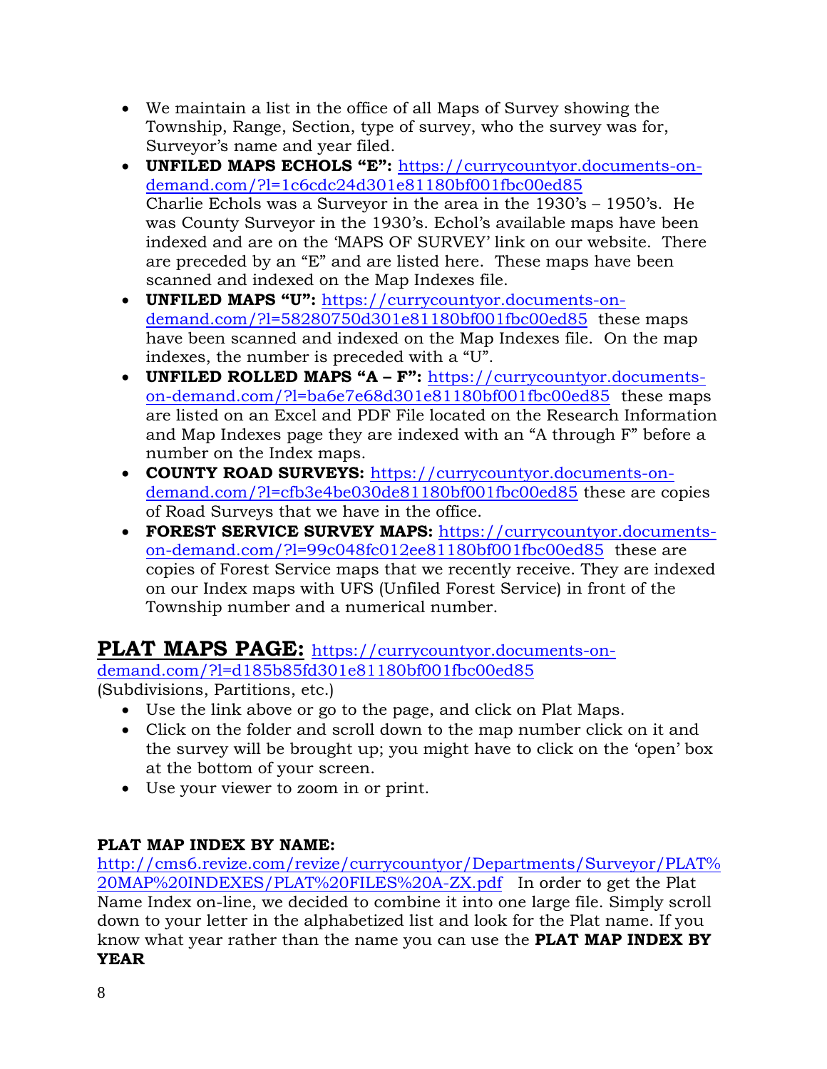- We maintain a list in the office of all Maps of Survey showing the Township, Range, Section, type of survey, who the survey was for, Surveyor's name and year filed.
- **UNFILED MAPS ECHOLS "E":** https://currycountyor.documents-on-demand.com/?l=1c6cdc24d301e81180bf001fbc00ed85 Charlie Echols was a Surveyor in the area in the 1930's – 1950's. He was County Surveyor in the 1930's. Echol's available maps have been indexed and are on the 'MAPS OF SURVEY' link on our website. There are preceded by an "E" and are listed here. These maps have been scanned and indexed on the Map Indexes file.
- **UNFILED MAPS "U":** https://currycountyor.documents-on-demand.com/?l=58280750d301e81180bf001fbc00ed85 these maps have been scanned and indexed on the Map Indexes file. On the map indexes, the number is preceded with a "U".
- **UNFILED ROLLED MAPS "A – F":** https://currycountyor.documents-on-demand.com/?l=ba6e7e68d301e81180bf001fbc00ed85 these maps are listed on an Excel and PDF File located on the Research Information and Map Indexes page they are indexed with an "A through F" before a number on the Index maps.
- **COUNTY ROAD SURVEYS:** https://currycountyor.documents-on-demand.com/?l=cfb3e4be030de81180bf001fbc00ed85 these are copies of Road Surveys that we have in the office.
- **FOREST SERVICE SURVEY MAPS:** https://currycountyor.documents-on-demand.com/?l=99c048fc012ee81180bf001fbc00ed85 these are copies of Forest Service maps that we recently receive. They are indexed on our Index maps with UFS (Unfiled Forest Service) in front of the Township number and a numerical number.

## PLAT MAPS PAGE: https://currycountyor.documents-on-demand.com/?l=d185b85fd301e81180bf001fbc00ed85

(Subdivisions, Partitions, etc.)

- Use the link above or go to the page, and click on Plat Maps.
- Click on the folder and scroll down to the map number click on it and the survey will be brought up; you might have to click on the 'open' box at the bottom of your screen.
- Use your viewer to zoom in or print.

**PLAT MAP INDEX BY NAME:**
http://cms6.revize.com/revize/currycountyor/Departments/Surveyor/PLAT%20MAP%20INDEXES/PLAT%20FILES%20A-ZX.pdf In order to get the Plat Name Index on-line, we decided to combine it into one large file. Simply scroll down to your letter in the alphabetized list and look for the Plat name. If you know what year rather than the name you can use the **PLAT MAP INDEX BY YEAR**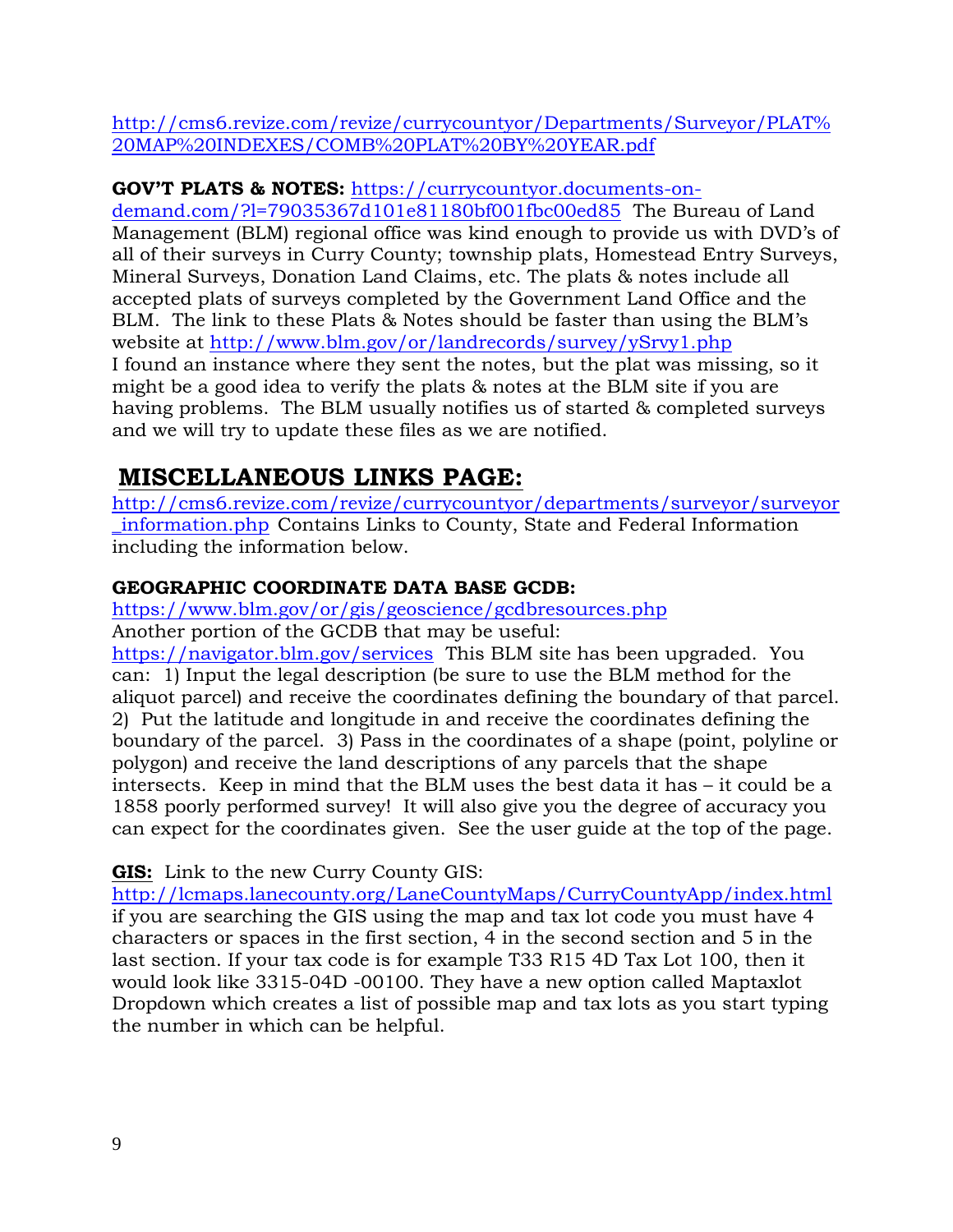http://cms6.revize.com/revize/currycountyor/Departments/Surveyor/PLAT%20MAP%20INDEXES/COMB%20PLAT%20BY%20YEAR.pdf

**GOV'T PLATS & NOTES:** https://currycountyor.documents-on-demand.com/?l=79035367d101e81180bf001fbc00ed85 The Bureau of Land Management (BLM) regional office was kind enough to provide us with DVD's of all of their surveys in Curry County; township plats, Homestead Entry Surveys, Mineral Surveys, Donation Land Claims, etc. The plats & notes include all accepted plats of surveys completed by the Government Land Office and the BLM. The link to these Plats & Notes should be faster than using the BLM's website at http://www.blm.gov/or/landrecords/survey/ySrvy1.php
I found an instance where they sent the notes, but the plat was missing, so it might be a good idea to verify the plats & notes at the BLM site if you are having problems. The BLM usually notifies us of started & completed surveys and we will try to update these files as we are notified.

## MISCELLANEOUS LINKS PAGE:

http://cms6.revize.com/revize/currycountyor/departments/surveyor/surveyor_information.php Contains Links to County, State and Federal Information including the information below.

**GEOGRAPHIC COORDINATE DATA BASE GCDB:**
https://www.blm.gov/or/gis/geoscience/gcdbresources.php
Another portion of the GCDB that may be useful:
https://navigator.blm.gov/services This BLM site has been upgraded. You can: 1) Input the legal description (be sure to use the BLM method for the aliquot parcel) and receive the coordinates defining the boundary of that parcel. 2) Put the latitude and longitude in and receive the coordinates defining the boundary of the parcel. 3) Pass in the coordinates of a shape (point, polyline or polygon) and receive the land descriptions of any parcels that the shape intersects. Keep in mind that the BLM uses the best data it has – it could be a 1858 poorly performed survey! It will also give you the degree of accuracy you can expect for the coordinates given. See the user guide at the top of the page.

**GIS:** Link to the new Curry County GIS:
http://lcmaps.lanecounty.org/LaneCountyMaps/CurryCountyApp/index.html
if you are searching the GIS using the map and tax lot code you must have 4 characters or spaces in the first section, 4 in the second section and 5 in the last section. If your tax code is for example T33 R15 4D Tax Lot 100, then it would look like 3315-04D -00100. They have a new option called Maptaxlot Dropdown which creates a list of possible map and tax lots as you start typing the number in which can be helpful.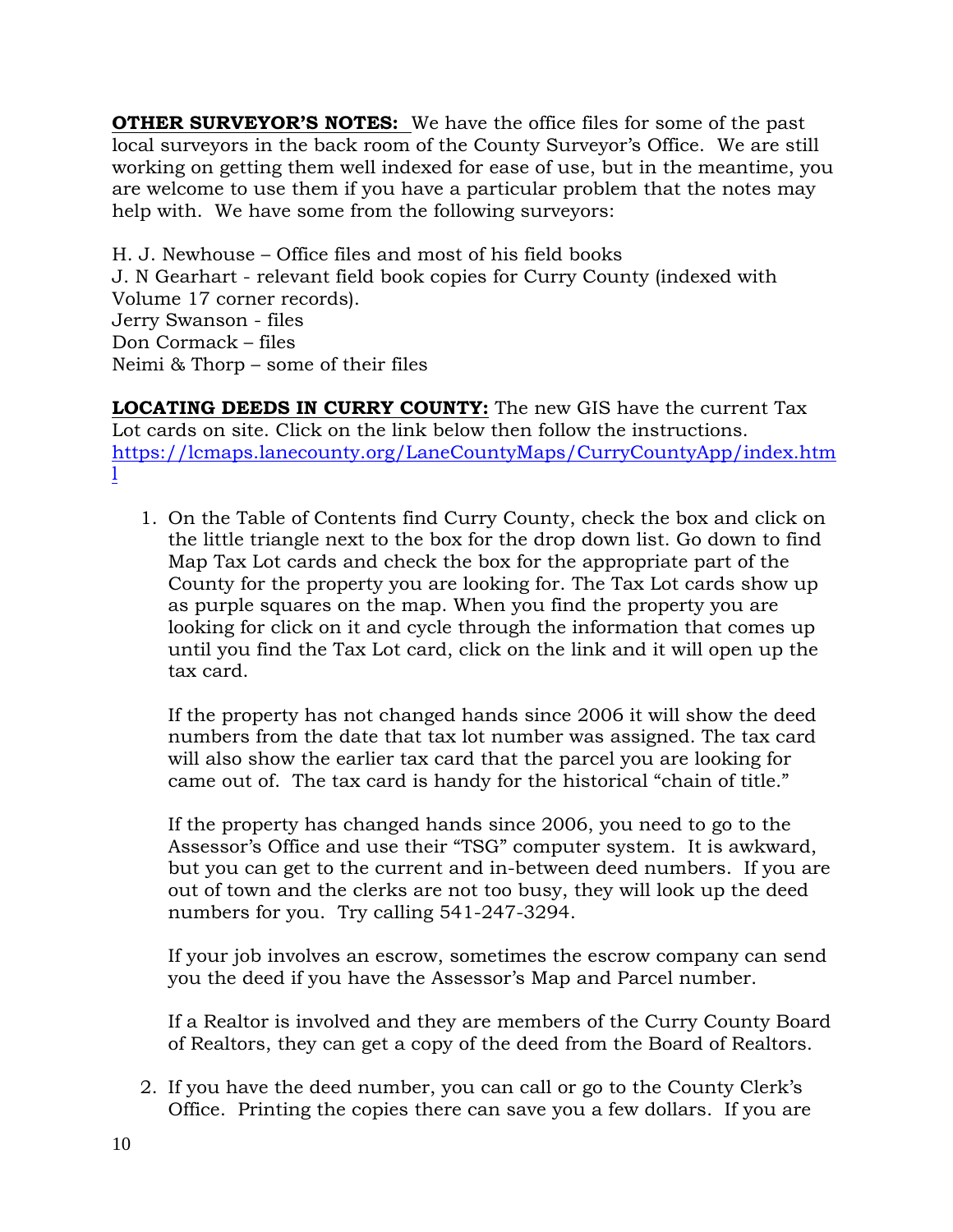**OTHER SURVEYOR'S NOTES:** We have the office files for some of the past local surveyors in the back room of the County Surveyor's Office. We are still working on getting them well indexed for ease of use, but in the meantime, you are welcome to use them if you have a particular problem that the notes may help with. We have some from the following surveyors:

H. J. Newhouse – Office files and most of his field books
J. N Gearhart - relevant field book copies for Curry County (indexed with Volume 17 corner records).
Jerry Swanson - files
Don Cormack – files
Neimi & Thorp – some of their files

**LOCATING DEEDS IN CURRY COUNTY:** The new GIS have the current Tax Lot cards on site. Click on the link below then follow the instructions.
https://lcmaps.lanecounty.org/LaneCountyMaps/CurryCountyApp/index.html

1. On the Table of Contents find Curry County, check the box and click on the little triangle next to the box for the drop down list. Go down to find Map Tax Lot cards and check the box for the appropriate part of the County for the property you are looking for. The Tax Lot cards show up as purple squares on the map. When you find the property you are looking for click on it and cycle through the information that comes up until you find the Tax Lot card, click on the link and it will open up the tax card.

   If the property has not changed hands since 2006 it will show the deed numbers from the date that tax lot number was assigned. The tax card will also show the earlier tax card that the parcel you are looking for came out of. The tax card is handy for the historical "chain of title."

   If the property has changed hands since 2006, you need to go to the Assessor's Office and use their "TSG" computer system. It is awkward, but you can get to the current and in-between deed numbers. If you are out of town and the clerks are not too busy, they will look up the deed numbers for you. Try calling 541-247-3294.

   If your job involves an escrow, sometimes the escrow company can send you the deed if you have the Assessor's Map and Parcel number.

   If a Realtor is involved and they are members of the Curry County Board of Realtors, they can get a copy of the deed from the Board of Realtors.

2. If you have the deed number, you can call or go to the County Clerk's Office. Printing the copies there can save you a few dollars. If you are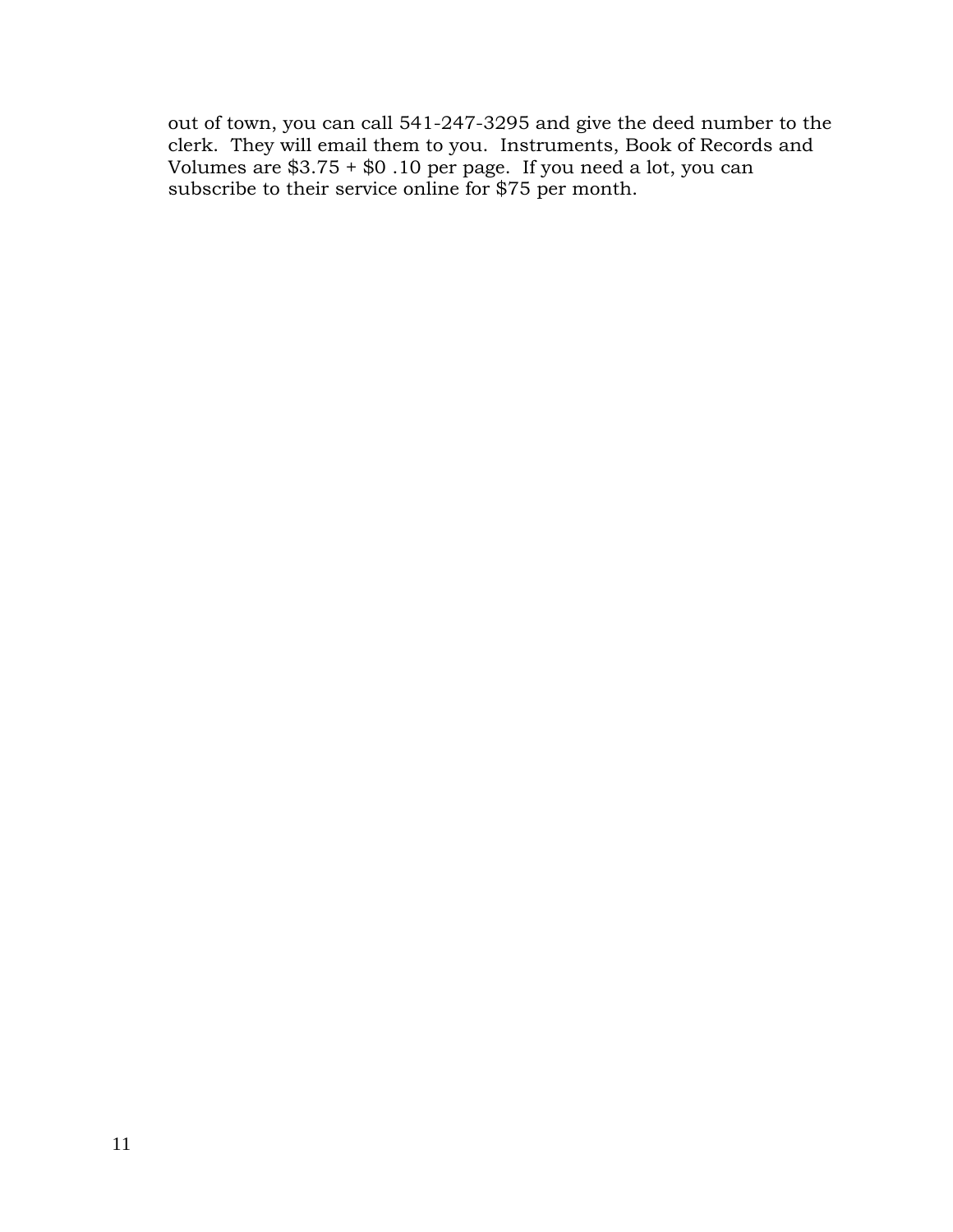out of town, you can call 541-247-3295 and give the deed number to the clerk. They will email them to you. Instruments, Book of Records and Volumes are $3.75 + $0 .10 per page. If you need a lot, you can subscribe to their service online for $75 per month.